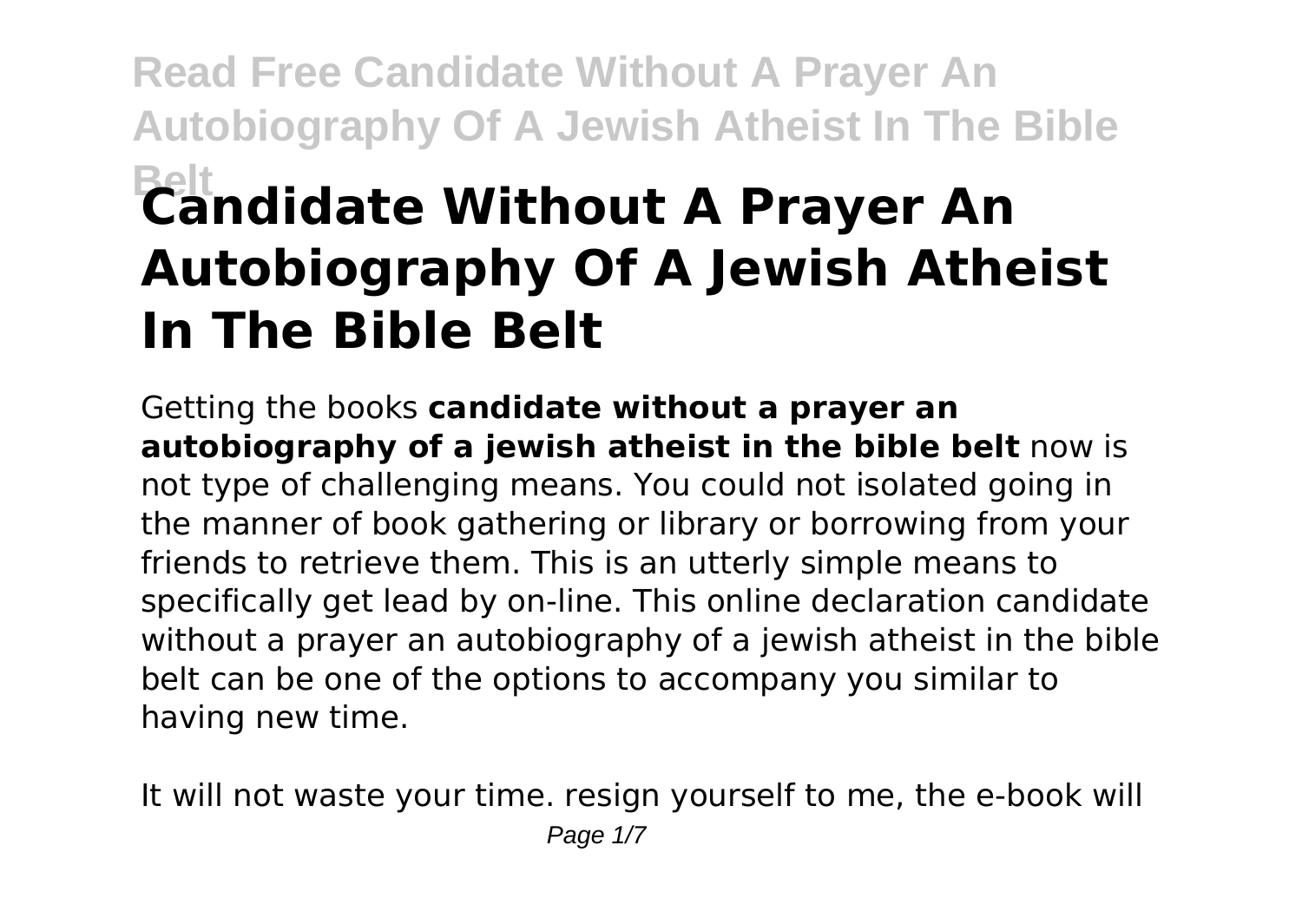# Candidate Without A Prayer An Autobiography Of A Jewish Atheist In The Bible Belt

Getting the books **candidate without a prayer an autobiography of a jewish atheist in the bible belt** now is not type of challenging means. You could not isolated going in the manner of book gathering or library or borrowing from your friends to retrieve them. This is an utterly simple means to specifically get lead by on-line. This online declaration candidate without a prayer an autobiography of a jewish atheist in the bible belt can be one of the options to accompany you similar to having new time.

It will not waste your time. resign yourself to me, the e-book will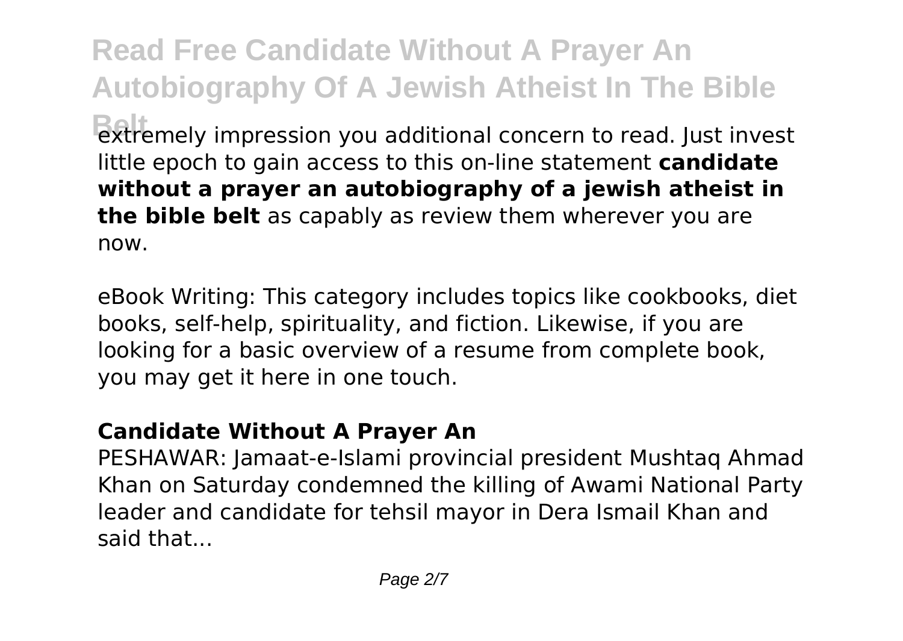extremely impression you additional concern to read. Just invest little epoch to gain access to this on-line statement **candidate without a prayer an autobiography of a jewish atheist in the bible belt** as capably as review them wherever you are now.

eBook Writing: This category includes topics like cookbooks, diet books, self-help, spirituality, and fiction. Likewise, if you are looking for a basic overview of a resume from complete book, you may get it here in one touch.

### Candidate Without A Prayer An

PESHAWAR: Jamaat-e-Islami provincial president Mushtaq Ahmad Khan on Saturday condemned the killing of Awami National Party leader and candidate for tehsil mayor in Dera Ismail Khan and said that...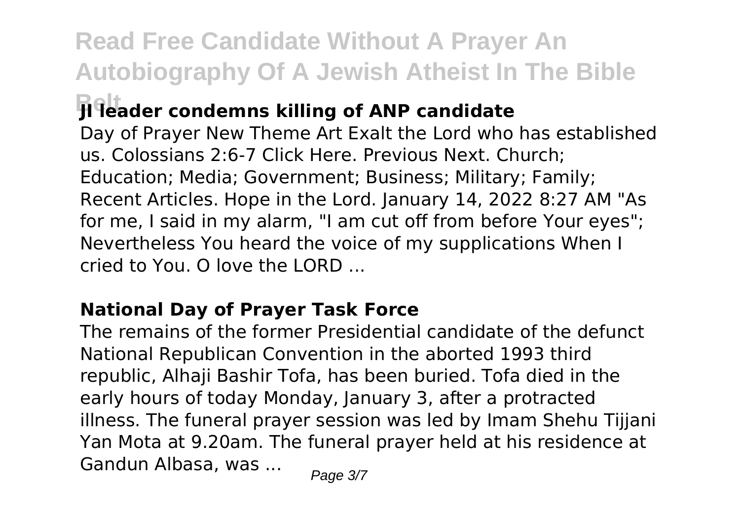### JI leader condemns killing of ANP candidate

Day of Prayer New Theme Art Exalt the Lord who has established us. Colossians 2:6-7 Click Here. Previous Next. Church; Education; Media; Government; Business; Military; Family; Recent Articles. Hope in the Lord. January 14, 2022 8:27 AM "As for me, I said in my alarm, "I am cut off from before Your eyes"; Nevertheless You heard the voice of my supplications When I cried to You. O love the LORD ...

### National Day of Prayer Task Force

The remains of the former Presidential candidate of the defunct National Republican Convention in the aborted 1993 third republic, Alhaji Bashir Tofa, has been buried. Tofa died in the early hours of today Monday, January 3, after a protracted illness. The funeral prayer session was led by Imam Shehu Tijjani Yan Mota at 9.20am. The funeral prayer held at his residence at Gandun Albasa, was ...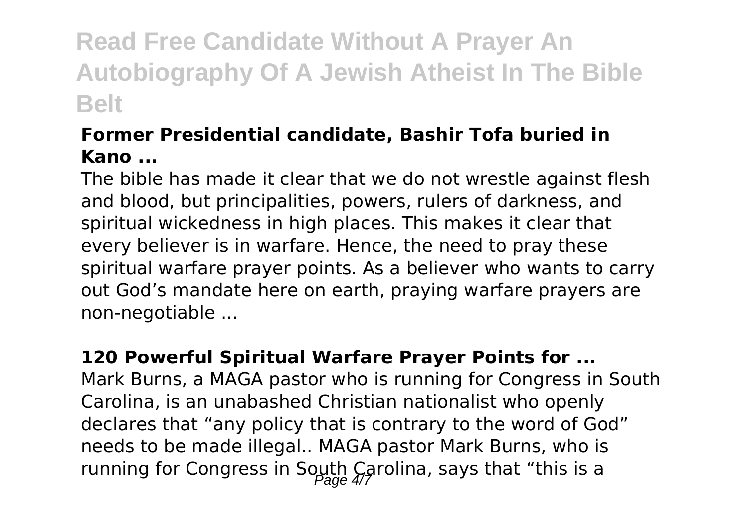**Former Presidential candidate, Bashir Tofa buried in Kano ...**

The bible has made it clear that we do not wrestle against flesh and blood, but principalities, powers, rulers of darkness, and spiritual wickedness in high places. This makes it clear that every believer is in warfare. Hence, the need to pray these spiritual warfare prayer points. As a believer who wants to carry out God's mandate here on earth, praying warfare prayers are non-negotiable ...

**120 Powerful Spiritual Warfare Prayer Points for ...**

Mark Burns, a MAGA pastor who is running for Congress in South Carolina, is an unabashed Christian nationalist who openly declares that "any policy that is contrary to the word of God" needs to be made illegal.. MAGA pastor Mark Burns, who is running for Congress in South Carolina, says that "this is a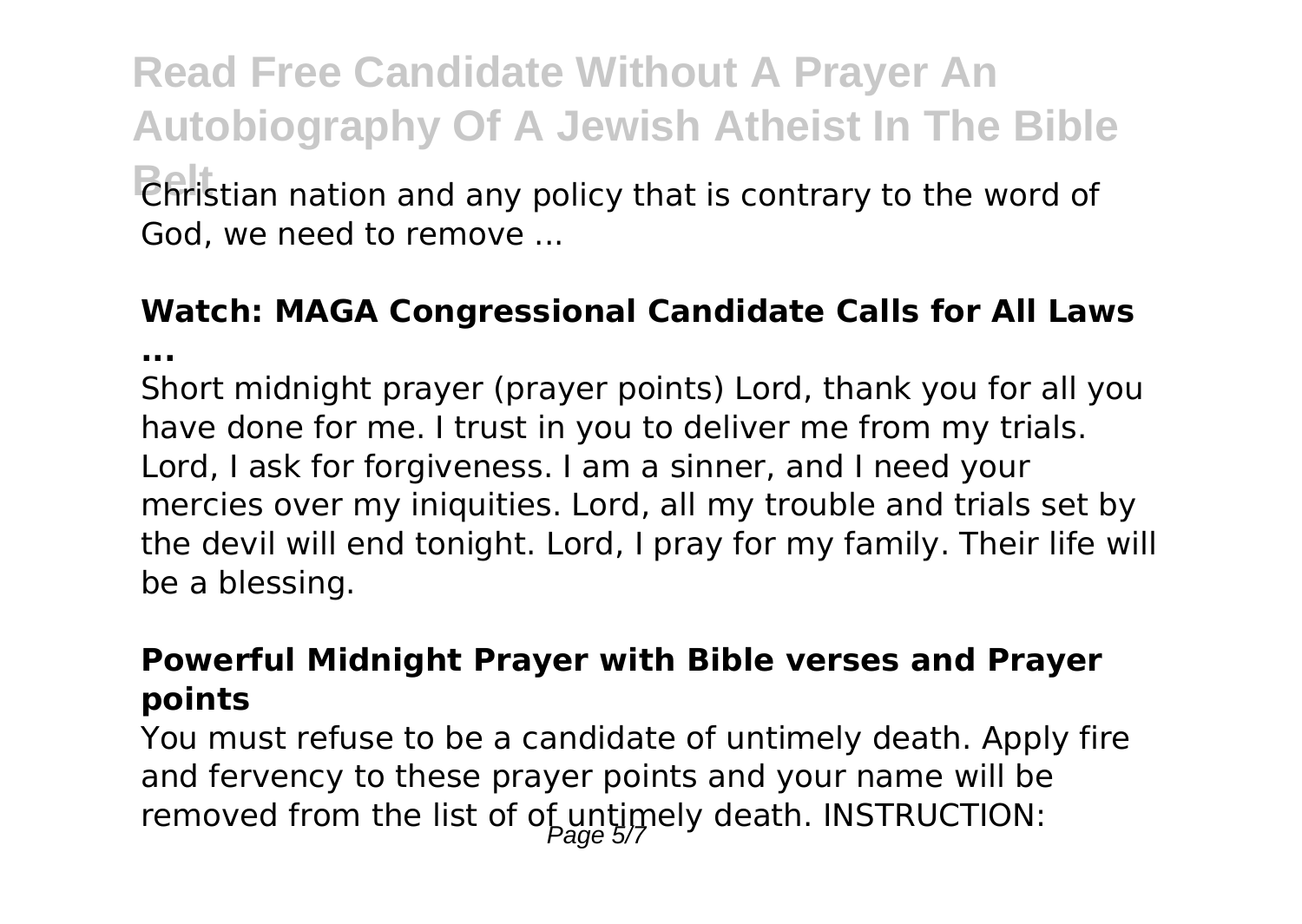Christian nation and any policy that is contrary to the word of God, we need to remove ...

### Watch: MAGA Congressional Candidate Calls for All Laws ...

Short midnight prayer (prayer points) Lord, thank you for all you have done for me. I trust in you to deliver me from my trials. Lord, I ask for forgiveness. I am a sinner, and I need your mercies over my iniquities. Lord, all my trouble and trials set by the devil will end tonight. Lord, I pray for my family. Their life will be a blessing.

### Powerful Midnight Prayer with Bible verses and Prayer points

You must refuse to be a candidate of untimely death. Apply fire and fervency to these prayer points and your name will be removed from the list of of untimely death. INSTRUCTION: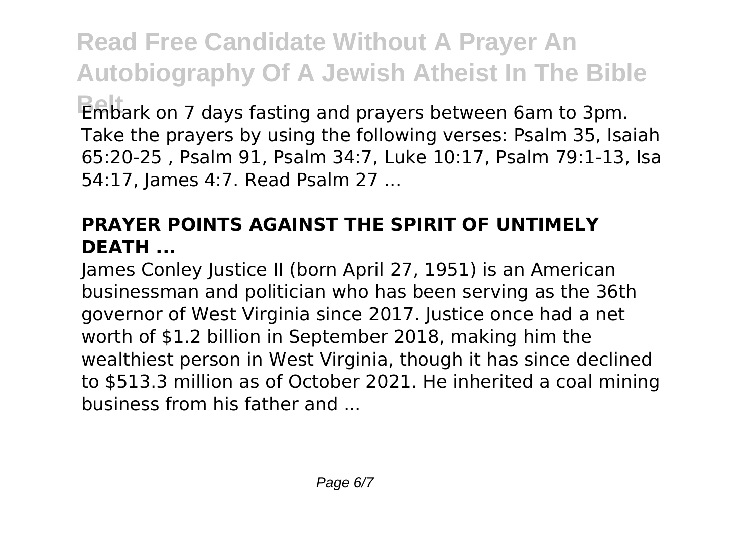Embark on 7 days fasting and prayers between 6am to 3pm. Take the prayers by using the following verses: Psalm 35, Isaiah 65:20-25 , Psalm 91, Psalm 34:7, Luke 10:17, Psalm 79:1-13, Isa 54:17, James 4:7. Read Psalm 27 ...

## PRAYER POINTS AGAINST THE SPIRIT OF UNTIMELY DEATH ...

James Conley Justice II (born April 27, 1951) is an American businessman and politician who has been serving as the 36th governor of West Virginia since 2017. Justice once had a net worth of $1.2 billion in September 2018, making him the wealthiest person in West Virginia, though it has since declined to $513.3 million as of October 2021. He inherited a coal mining business from his father and ...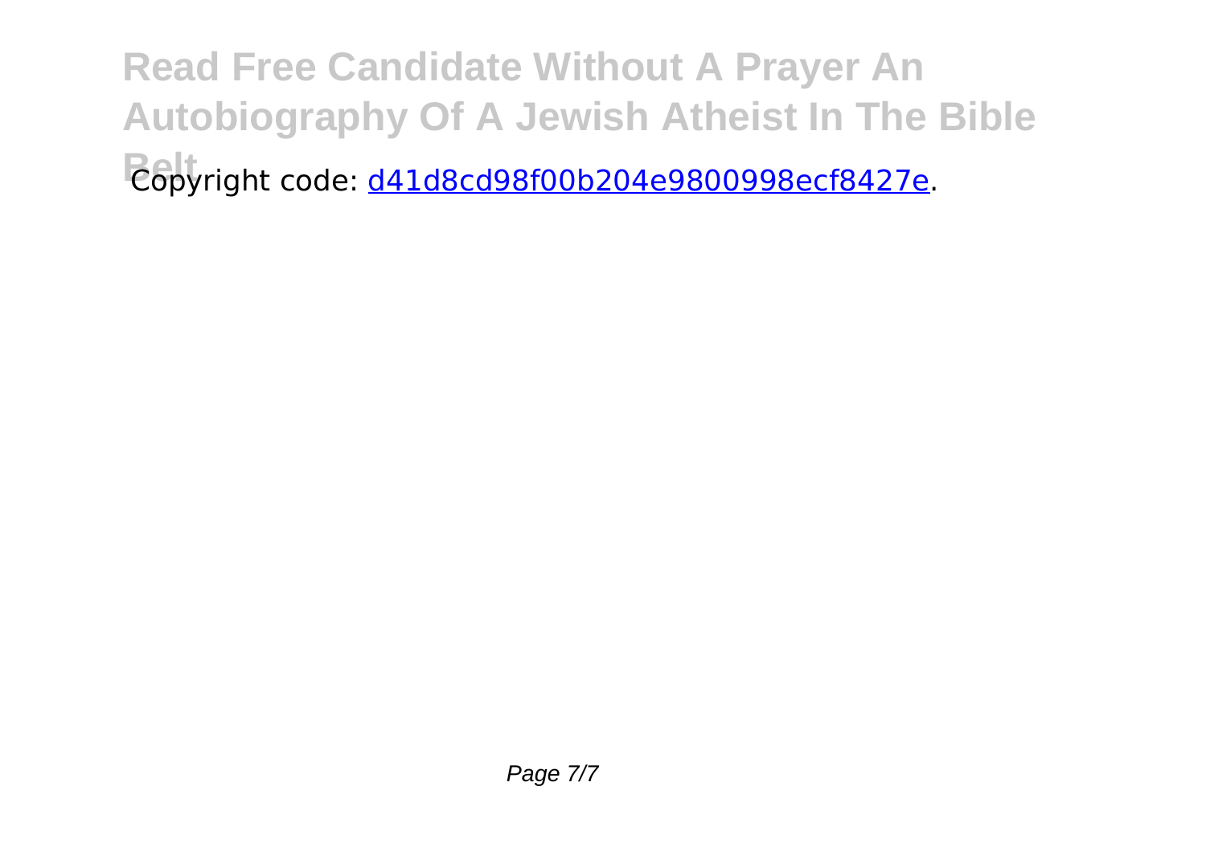Copyright code: [d41d8cd98f00b204e9800998ecf8427e](d41d8cd98f00b204e9800998ecf8427e).